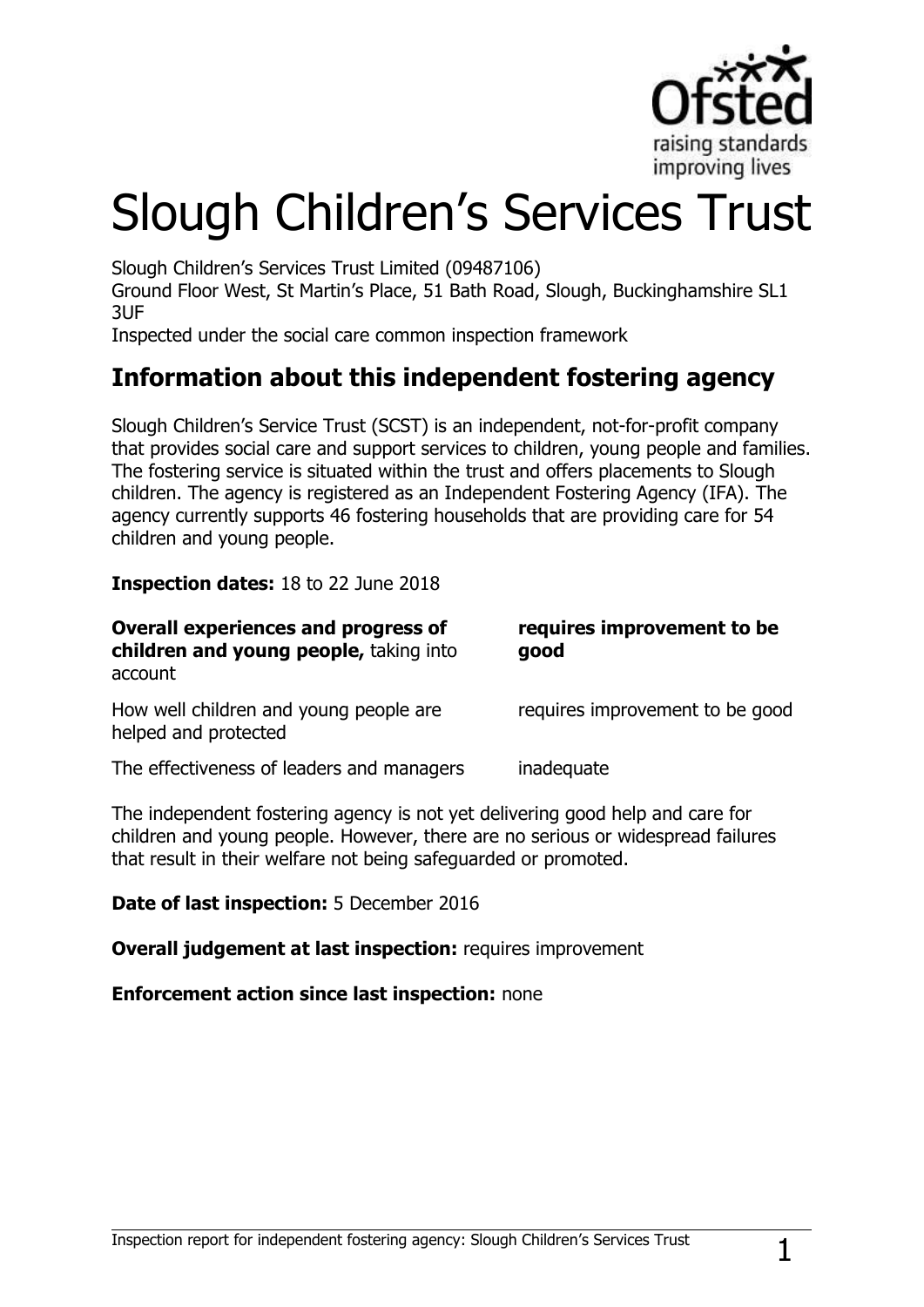# Slough Children's Services Trust

Slough Children's Services Trust Limited (09487106)
Ground Floor West, St Martin's Place, 51 Bath Road, Slough, Buckinghamshire SL1 3UF
Inspected under the social care common inspection framework

## Information about this independent fostering agency

Slough Children's Service Trust (SCST) is an independent, not-for-profit company that provides social care and support services to children, young people and families. The fostering service is situated within the trust and offers placements to Slough children. The agency is registered as an Independent Fostering Agency (IFA). The agency currently supports 46 fostering households that are providing care for 54 children and young people.

**Inspection dates:** 18 to 22 June 2018

| | |
|---|---|
| **Overall experiences and progress of children and young people,** taking into account | **requires improvement to be good** |
| How well children and young people are helped and protected | requires improvement to be good |
| The effectiveness of leaders and managers | inadequate |

The independent fostering agency is not yet delivering good help and care for children and young people. However, there are no serious or widespread failures that result in their welfare not being safeguarded or promoted.

**Date of last inspection:** 5 December 2016

**Overall judgement at last inspection:** requires improvement

**Enforcement action since last inspection:** none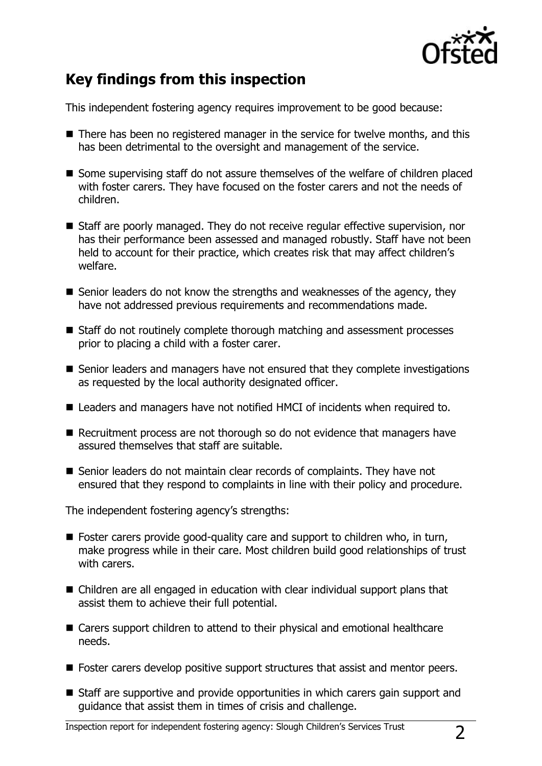## Key findings from this inspection

This independent fostering agency requires improvement to be good because:

- There has been no registered manager in the service for twelve months, and this has been detrimental to the oversight and management of the service.
- Some supervising staff do not assure themselves of the welfare of children placed with foster carers. They have focused on the foster carers and not the needs of children.
- Staff are poorly managed. They do not receive regular effective supervision, nor has their performance been assessed and managed robustly. Staff have not been held to account for their practice, which creates risk that may affect children's welfare.
- Senior leaders do not know the strengths and weaknesses of the agency, they have not addressed previous requirements and recommendations made.
- Staff do not routinely complete thorough matching and assessment processes prior to placing a child with a foster carer.
- Senior leaders and managers have not ensured that they complete investigations as requested by the local authority designated officer.
- Leaders and managers have not notified HMCI of incidents when required to.
- Recruitment process are not thorough so do not evidence that managers have assured themselves that staff are suitable.
- Senior leaders do not maintain clear records of complaints. They have not ensured that they respond to complaints in line with their policy and procedure.

The independent fostering agency's strengths:

- Foster carers provide good-quality care and support to children who, in turn, make progress while in their care. Most children build good relationships of trust with carers.
- Children are all engaged in education with clear individual support plans that assist them to achieve their full potential.
- Carers support children to attend to their physical and emotional healthcare needs.
- Foster carers develop positive support structures that assist and mentor peers.
- Staff are supportive and provide opportunities in which carers gain support and guidance that assist them in times of crisis and challenge.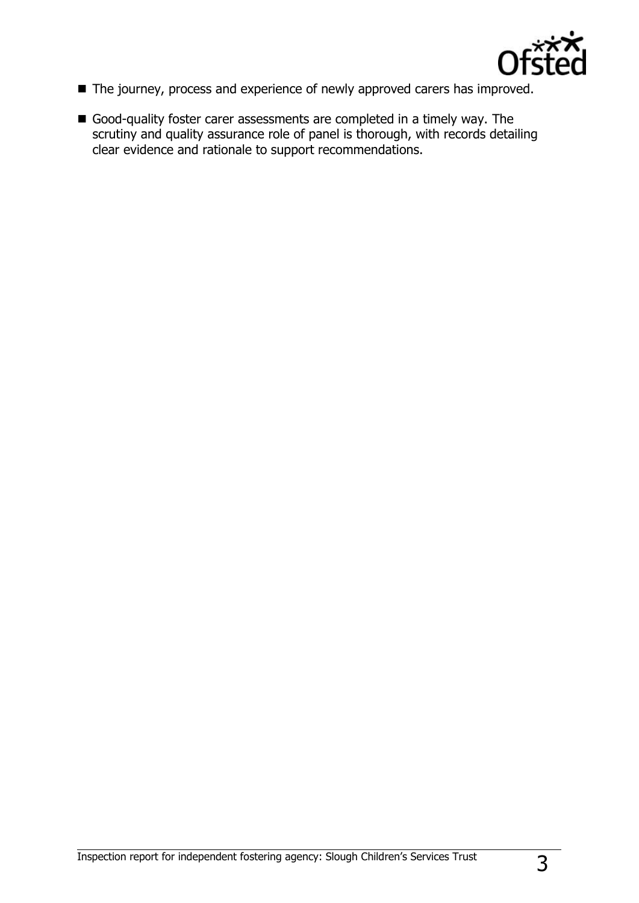- The journey, process and experience of newly approved carers has improved.
- Good-quality foster carer assessments are completed in a timely way. The scrutiny and quality assurance role of panel is thorough, with records detailing clear evidence and rationale to support recommendations.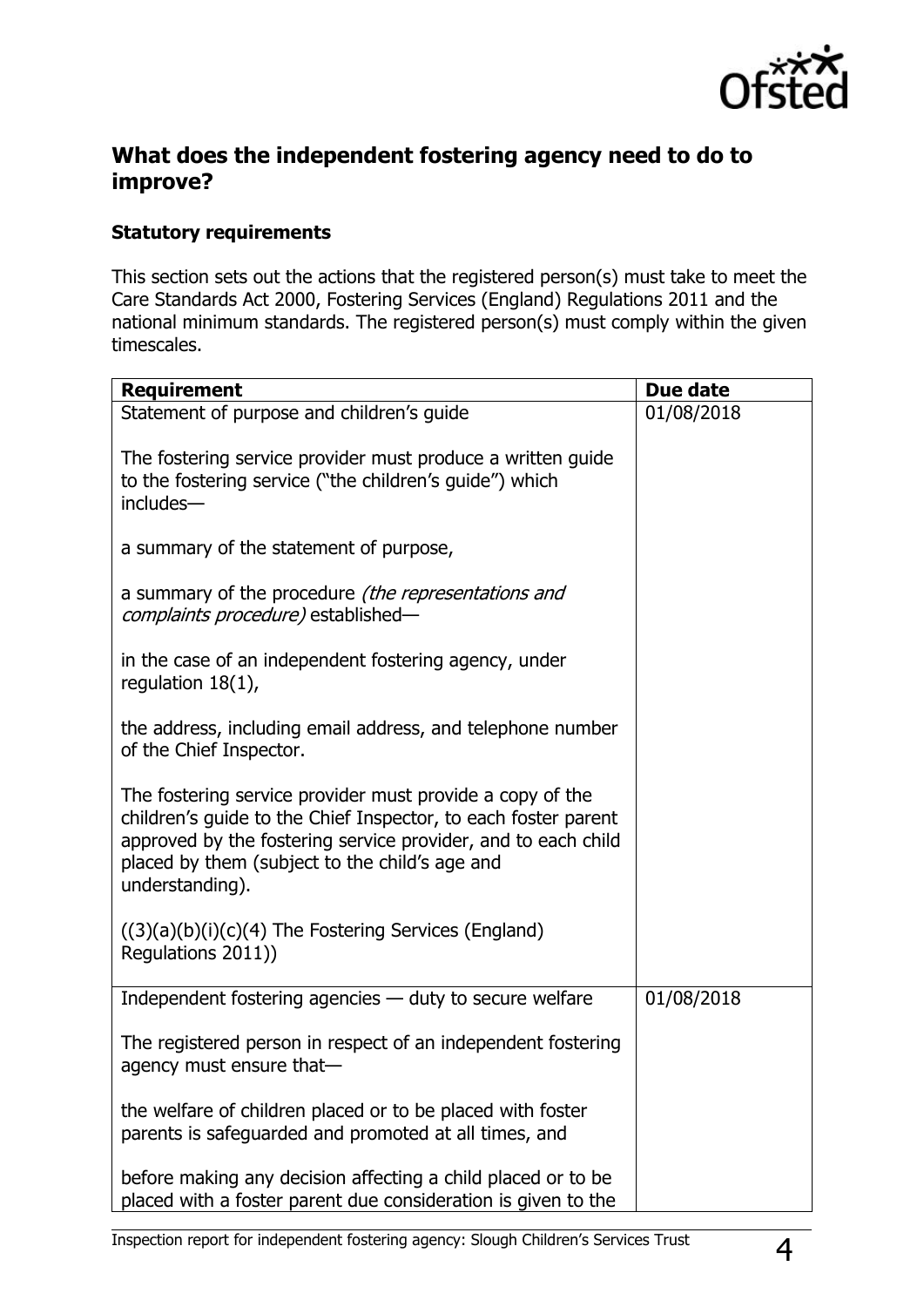## What does the independent fostering agency need to do to improve?

### Statutory requirements

This section sets out the actions that the registered person(s) must take to meet the Care Standards Act 2000, Fostering Services (England) Regulations 2011 and the national minimum standards. The registered person(s) must comply within the given timescales.

| Requirement | Due date |
|---|---|
| Statement of purpose and children's guide<br><br>The fostering service provider must produce a written guide to the fostering service ("the children's guide") which includes—<br><br>a summary of the statement of purpose,<br><br>a summary of the procedure *(the representations and complaints procedure)* established—<br><br>in the case of an independent fostering agency, under regulation 18(1),<br><br>the address, including email address, and telephone number of the Chief Inspector.<br><br>The fostering service provider must provide a copy of the children's guide to the Chief Inspector, to each foster parent approved by the fostering service provider, and to each child placed by them (subject to the child's age and understanding).<br><br>((3)(a)(b)(i)(c)(4) The Fostering Services (England) Regulations 2011)) | 01/08/2018 |
| Independent fostering agencies — duty to secure welfare<br><br>The registered person in respect of an independent fostering agency must ensure that—<br><br>the welfare of children placed or to be placed with foster parents is safeguarded and promoted at all times, and<br><br>before making any decision affecting a child placed or to be placed with a foster parent due consideration is given to the | 01/08/2018 |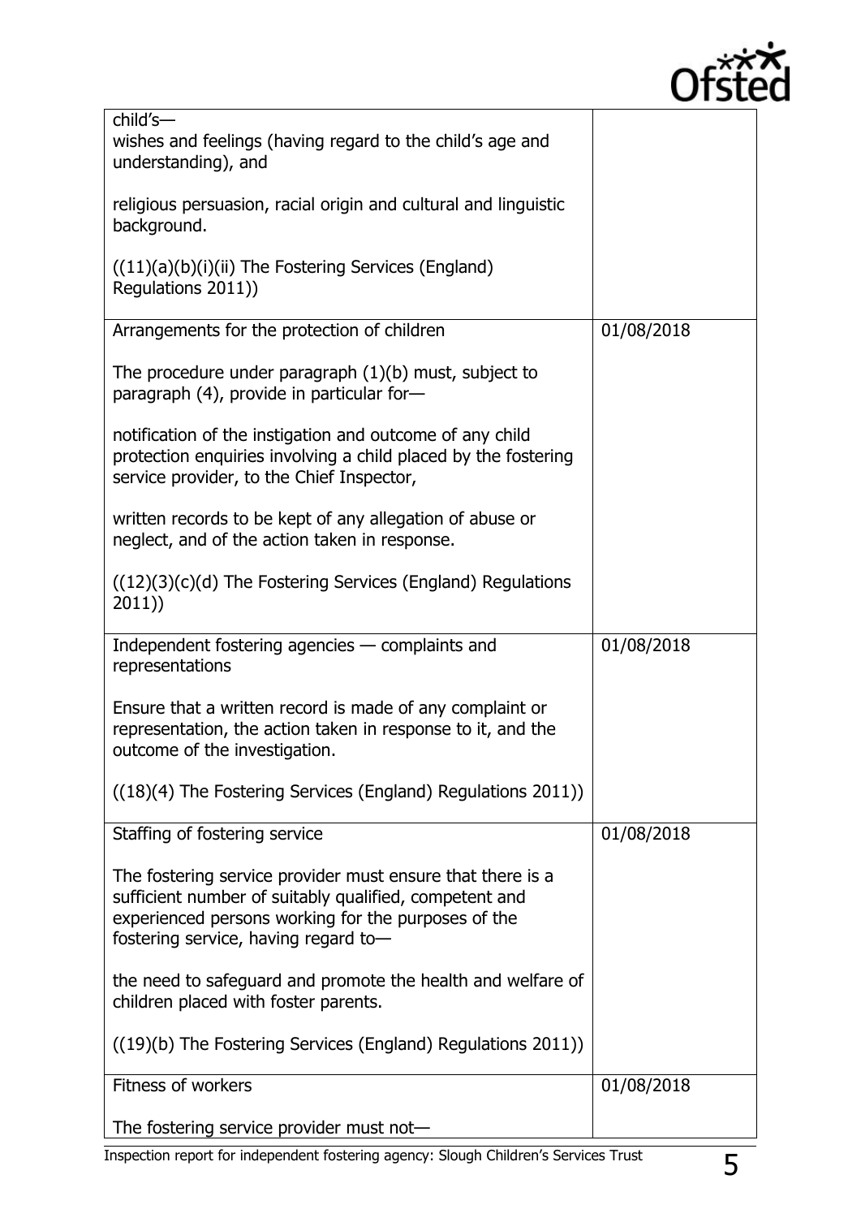| | |
|---|---|
| child's—<br><br>wishes and feelings (having regard to the child's age and understanding), and<br><br>religious persuasion, racial origin and cultural and linguistic background.<br><br>((11)(a)(b)(i)(ii) The Fostering Services (England) Regulations 2011)) | |
| Arrangements for the protection of children<br><br>The procedure under paragraph (1)(b) must, subject to paragraph (4), provide in particular for—<br><br>notification of the instigation and outcome of any child protection enquiries involving a child placed by the fostering service provider, to the Chief Inspector,<br><br>written records to be kept of any allegation of abuse or neglect, and of the action taken in response.<br><br>((12)(3)(c)(d) The Fostering Services (England) Regulations 2011)) | 01/08/2018 |
| Independent fostering agencies — complaints and representations<br><br>Ensure that a written record is made of any complaint or representation, the action taken in response to it, and the outcome of the investigation.<br><br>((18)(4) The Fostering Services (England) Regulations 2011)) | 01/08/2018 |
| Staffing of fostering service<br><br>The fostering service provider must ensure that there is a sufficient number of suitably qualified, competent and experienced persons working for the purposes of the fostering service, having regard to—<br><br>the need to safeguard and promote the health and welfare of children placed with foster parents.<br><br>((19)(b) The Fostering Services (England) Regulations 2011)) | 01/08/2018 |
| Fitness of workers<br><br>The fostering service provider must not— | 01/08/2018 |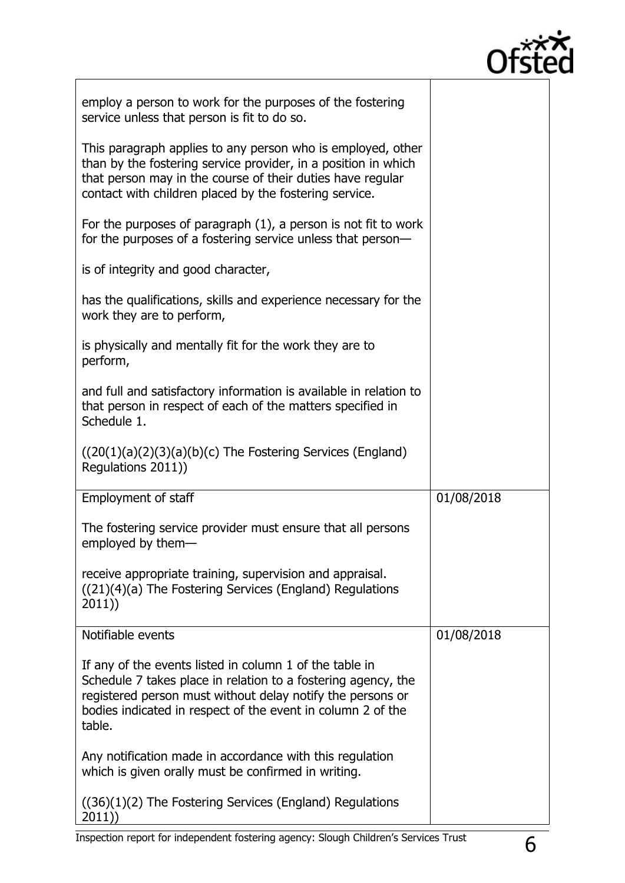| | |
|---|---|
| employ a person to work for the purposes of the fostering service unless that person is fit to do so.<br><br>This paragraph applies to any person who is employed, other than by the fostering service provider, in a position in which that person may in the course of their duties have regular contact with children placed by the fostering service.<br><br>For the purposes of paragraph (1), a person is not fit to work for the purposes of a fostering service unless that person—<br><br>is of integrity and good character,<br><br>has the qualifications, skills and experience necessary for the work they are to perform,<br><br>is physically and mentally fit for the work they are to perform,<br><br>and full and satisfactory information is available in relation to that person in respect of each of the matters specified in Schedule 1.<br><br>((20(1)(a)(2)(3)(a)(b)(c) The Fostering Services (England) Regulations 2011)) | |
| Employment of staff<br><br>The fostering service provider must ensure that all persons employed by them—<br><br>receive appropriate training, supervision and appraisal. ((21)(4)(a) The Fostering Services (England) Regulations 2011)) | 01/08/2018 |
| Notifiable events<br><br>If any of the events listed in column 1 of the table in Schedule 7 takes place in relation to a fostering agency, the registered person must without delay notify the persons or bodies indicated in respect of the event in column 2 of the table.<br><br>Any notification made in accordance with this regulation which is given orally must be confirmed in writing.<br><br>((36)(1)(2) The Fostering Services (England) Regulations 2011)) | 01/08/2018 |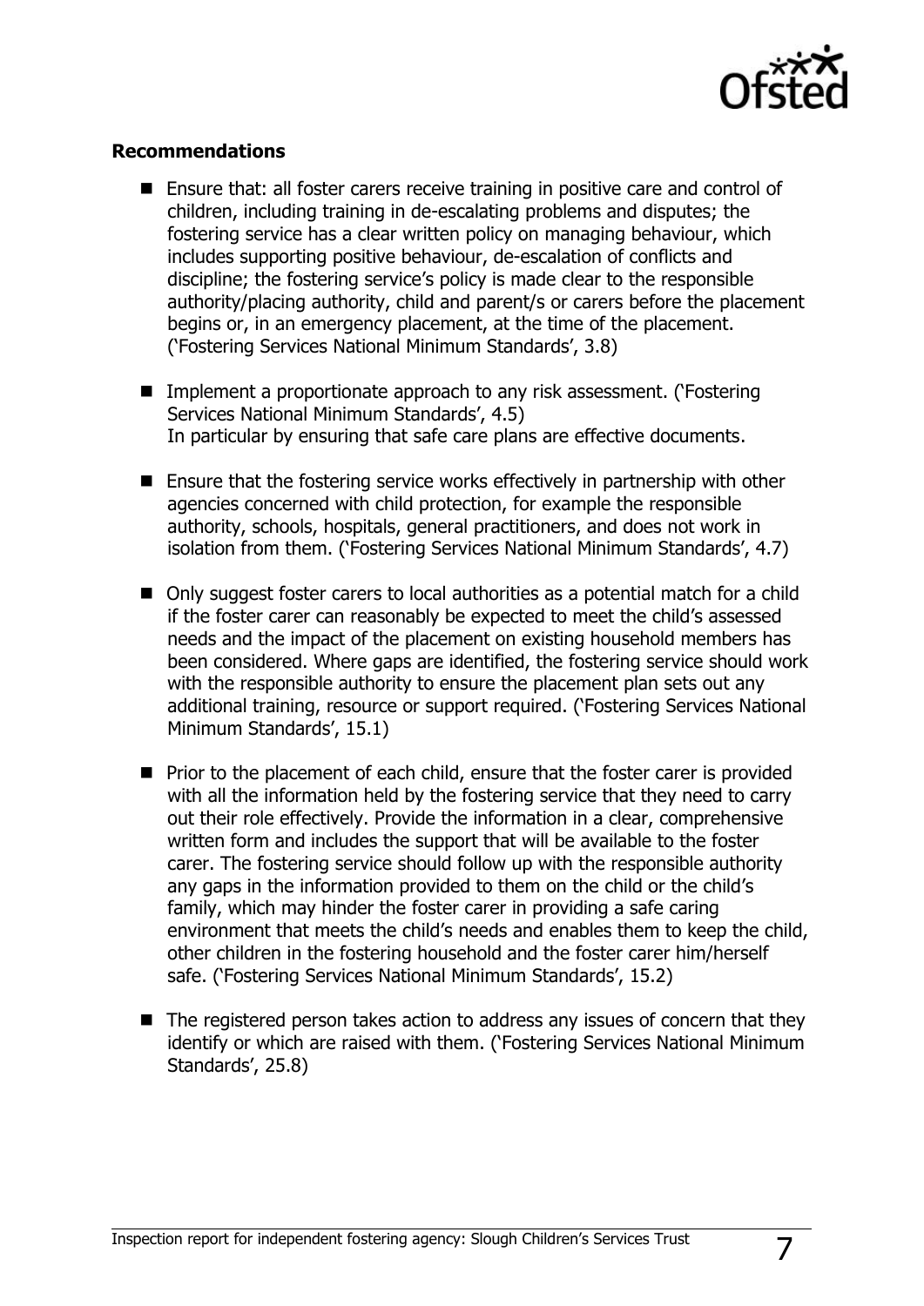**Recommendations**

- Ensure that: all foster carers receive training in positive care and control of children, including training in de-escalating problems and disputes; the fostering service has a clear written policy on managing behaviour, which includes supporting positive behaviour, de-escalation of conflicts and discipline; the fostering service's policy is made clear to the responsible authority/placing authority, child and parent/s or carers before the placement begins or, in an emergency placement, at the time of the placement. ('Fostering Services National Minimum Standards', 3.8)
- Implement a proportionate approach to any risk assessment. ('Fostering Services National Minimum Standards', 4.5)
  In particular by ensuring that safe care plans are effective documents.
- Ensure that the fostering service works effectively in partnership with other agencies concerned with child protection, for example the responsible authority, schools, hospitals, general practitioners, and does not work in isolation from them. ('Fostering Services National Minimum Standards', 4.7)
- Only suggest foster carers to local authorities as a potential match for a child if the foster carer can reasonably be expected to meet the child's assessed needs and the impact of the placement on existing household members has been considered. Where gaps are identified, the fostering service should work with the responsible authority to ensure the placement plan sets out any additional training, resource or support required. ('Fostering Services National Minimum Standards', 15.1)
- Prior to the placement of each child, ensure that the foster carer is provided with all the information held by the fostering service that they need to carry out their role effectively. Provide the information in a clear, comprehensive written form and includes the support that will be available to the foster carer. The fostering service should follow up with the responsible authority any gaps in the information provided to them on the child or the child's family, which may hinder the foster carer in providing a safe caring environment that meets the child's needs and enables them to keep the child, other children in the fostering household and the foster carer him/herself safe. ('Fostering Services National Minimum Standards', 15.2)
- The registered person takes action to address any issues of concern that they identify or which are raised with them. ('Fostering Services National Minimum Standards', 25.8)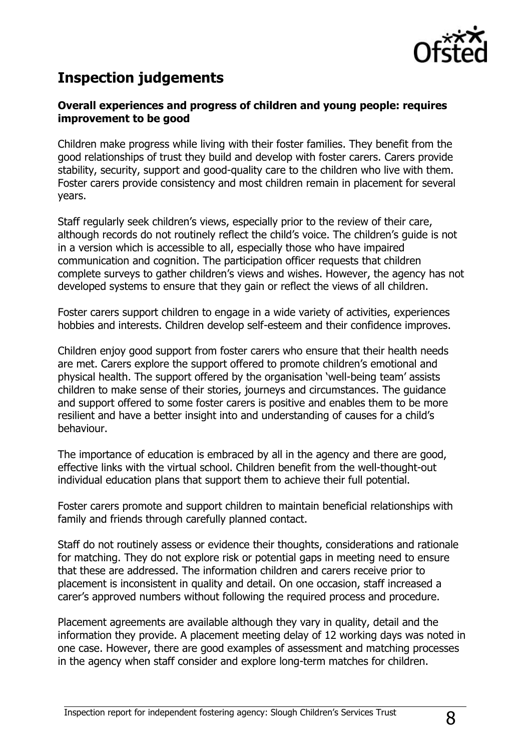## Inspection judgements

**Overall experiences and progress of children and young people: requires improvement to be good**

Children make progress while living with their foster families. They benefit from the good relationships of trust they build and develop with foster carers. Carers provide stability, security, support and good-quality care to the children who live with them. Foster carers provide consistency and most children remain in placement for several years.

Staff regularly seek children's views, especially prior to the review of their care, although records do not routinely reflect the child's voice. The children's guide is not in a version which is accessible to all, especially those who have impaired communication and cognition. The participation officer requests that children complete surveys to gather children's views and wishes. However, the agency has not developed systems to ensure that they gain or reflect the views of all children.

Foster carers support children to engage in a wide variety of activities, experiences hobbies and interests. Children develop self-esteem and their confidence improves.

Children enjoy good support from foster carers who ensure that their health needs are met. Carers explore the support offered to promote children's emotional and physical health. The support offered by the organisation 'well-being team' assists children to make sense of their stories, journeys and circumstances. The guidance and support offered to some foster carers is positive and enables them to be more resilient and have a better insight into and understanding of causes for a child's behaviour.

The importance of education is embraced by all in the agency and there are good, effective links with the virtual school. Children benefit from the well-thought-out individual education plans that support them to achieve their full potential.

Foster carers promote and support children to maintain beneficial relationships with family and friends through carefully planned contact.

Staff do not routinely assess or evidence their thoughts, considerations and rationale for matching. They do not explore risk or potential gaps in meeting need to ensure that these are addressed. The information children and carers receive prior to placement is inconsistent in quality and detail. On one occasion, staff increased a carer's approved numbers without following the required process and procedure.

Placement agreements are available although they vary in quality, detail and the information they provide. A placement meeting delay of 12 working days was noted in one case. However, there are good examples of assessment and matching processes in the agency when staff consider and explore long-term matches for children.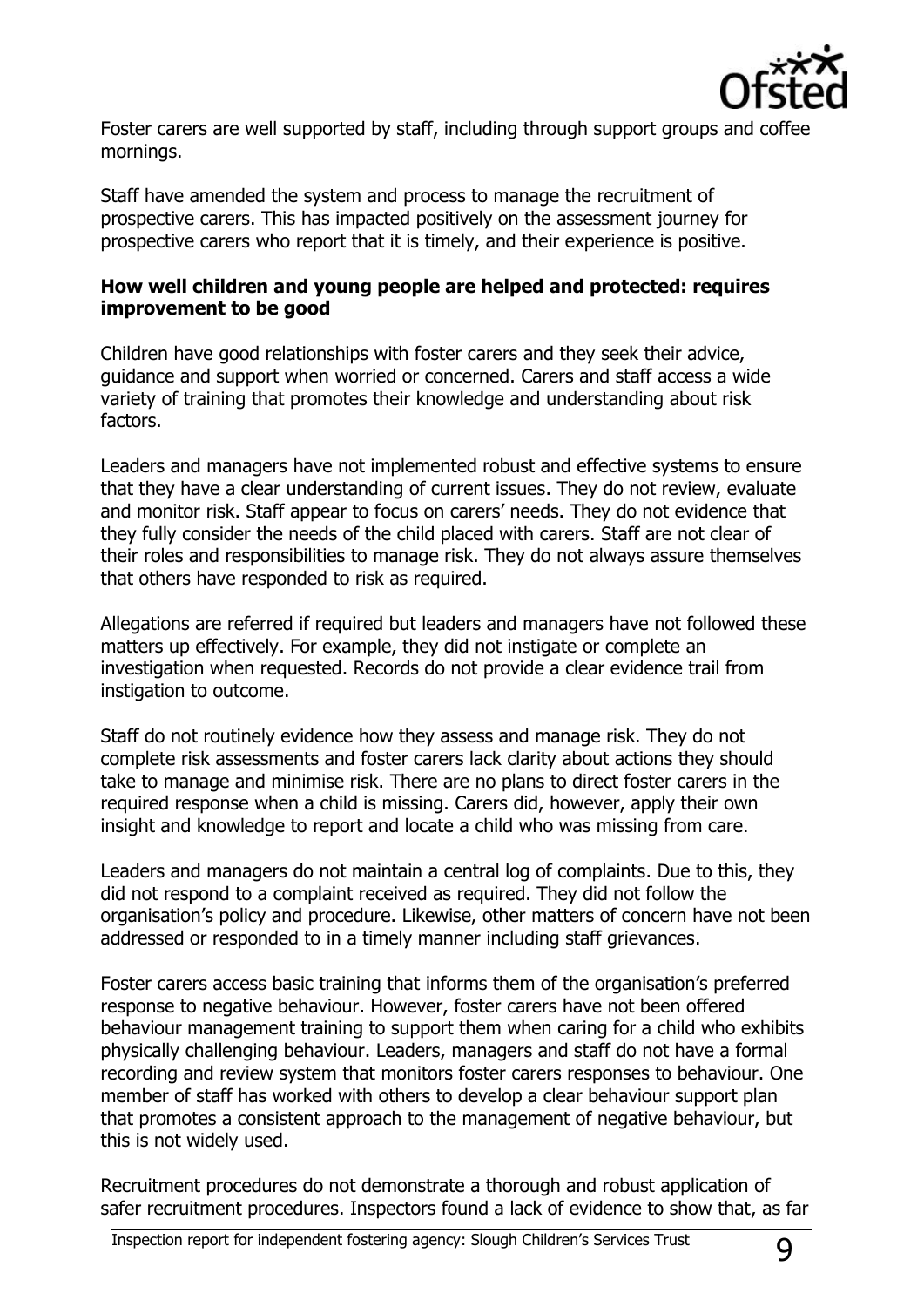Foster carers are well supported by staff, including through support groups and coffee mornings.

Staff have amended the system and process to manage the recruitment of prospective carers. This has impacted positively on the assessment journey for prospective carers who report that it is timely, and their experience is positive.

**How well children and young people are helped and protected: requires improvement to be good**

Children have good relationships with foster carers and they seek their advice, guidance and support when worried or concerned. Carers and staff access a wide variety of training that promotes their knowledge and understanding about risk factors.

Leaders and managers have not implemented robust and effective systems to ensure that they have a clear understanding of current issues. They do not review, evaluate and monitor risk. Staff appear to focus on carers' needs. They do not evidence that they fully consider the needs of the child placed with carers. Staff are not clear of their roles and responsibilities to manage risk. They do not always assure themselves that others have responded to risk as required.

Allegations are referred if required but leaders and managers have not followed these matters up effectively. For example, they did not instigate or complete an investigation when requested. Records do not provide a clear evidence trail from instigation to outcome.

Staff do not routinely evidence how they assess and manage risk. They do not complete risk assessments and foster carers lack clarity about actions they should take to manage and minimise risk. There are no plans to direct foster carers in the required response when a child is missing. Carers did, however, apply their own insight and knowledge to report and locate a child who was missing from care.

Leaders and managers do not maintain a central log of complaints. Due to this, they did not respond to a complaint received as required. They did not follow the organisation's policy and procedure. Likewise, other matters of concern have not been addressed or responded to in a timely manner including staff grievances.

Foster carers access basic training that informs them of the organisation's preferred response to negative behaviour. However, foster carers have not been offered behaviour management training to support them when caring for a child who exhibits physically challenging behaviour. Leaders, managers and staff do not have a formal recording and review system that monitors foster carers responses to behaviour. One member of staff has worked with others to develop a clear behaviour support plan that promotes a consistent approach to the management of negative behaviour, but this is not widely used.

Recruitment procedures do not demonstrate a thorough and robust application of safer recruitment procedures. Inspectors found a lack of evidence to show that, as far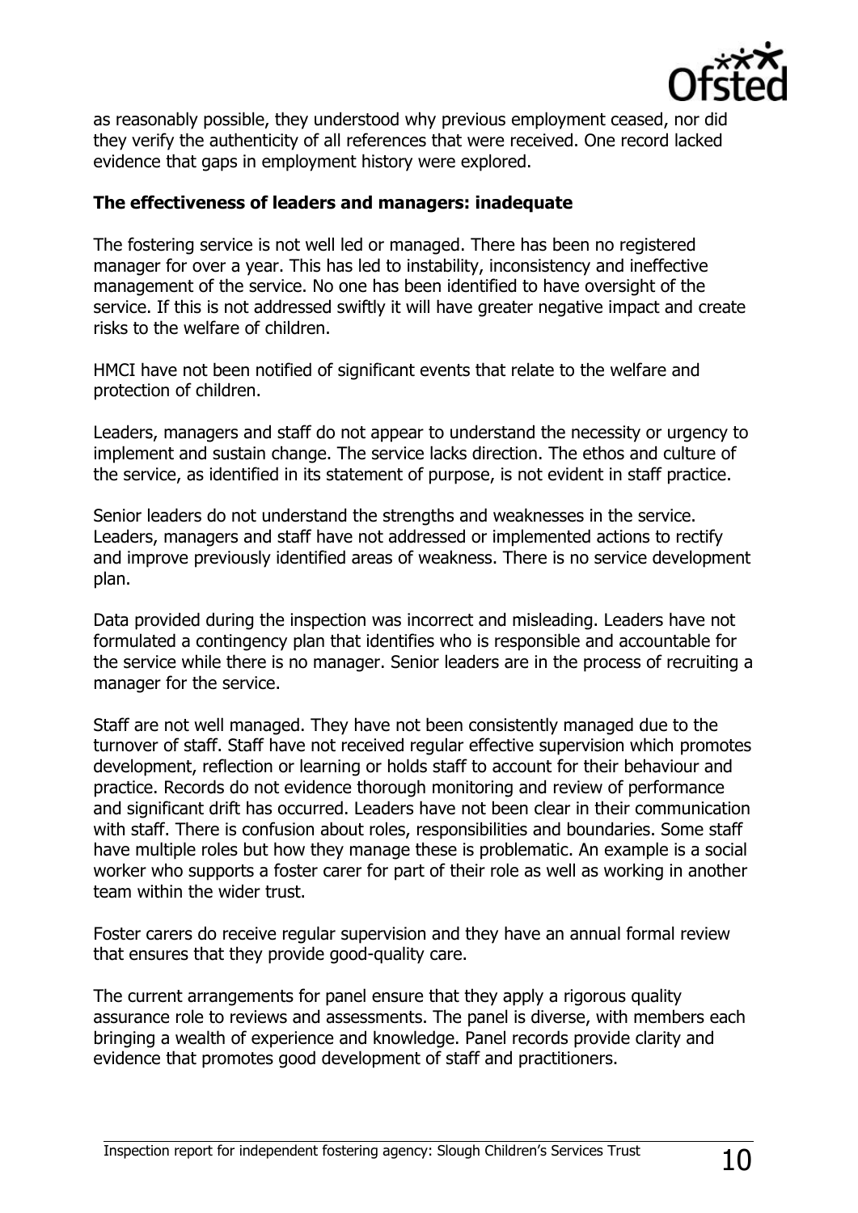as reasonably possible, they understood why previous employment ceased, nor did they verify the authenticity of all references that were received. One record lacked evidence that gaps in employment history were explored.

**The effectiveness of leaders and managers: inadequate**

The fostering service is not well led or managed. There has been no registered manager for over a year. This has led to instability, inconsistency and ineffective management of the service. No one has been identified to have oversight of the service. If this is not addressed swiftly it will have greater negative impact and create risks to the welfare of children.

HMCI have not been notified of significant events that relate to the welfare and protection of children.

Leaders, managers and staff do not appear to understand the necessity or urgency to implement and sustain change. The service lacks direction. The ethos and culture of the service, as identified in its statement of purpose, is not evident in staff practice.

Senior leaders do not understand the strengths and weaknesses in the service. Leaders, managers and staff have not addressed or implemented actions to rectify and improve previously identified areas of weakness. There is no service development plan.

Data provided during the inspection was incorrect and misleading. Leaders have not formulated a contingency plan that identifies who is responsible and accountable for the service while there is no manager. Senior leaders are in the process of recruiting a manager for the service.

Staff are not well managed. They have not been consistently managed due to the turnover of staff. Staff have not received regular effective supervision which promotes development, reflection or learning or holds staff to account for their behaviour and practice. Records do not evidence thorough monitoring and review of performance and significant drift has occurred. Leaders have not been clear in their communication with staff. There is confusion about roles, responsibilities and boundaries. Some staff have multiple roles but how they manage these is problematic. An example is a social worker who supports a foster carer for part of their role as well as working in another team within the wider trust.

Foster carers do receive regular supervision and they have an annual formal review that ensures that they provide good-quality care.

The current arrangements for panel ensure that they apply a rigorous quality assurance role to reviews and assessments. The panel is diverse, with members each bringing a wealth of experience and knowledge. Panel records provide clarity and evidence that promotes good development of staff and practitioners.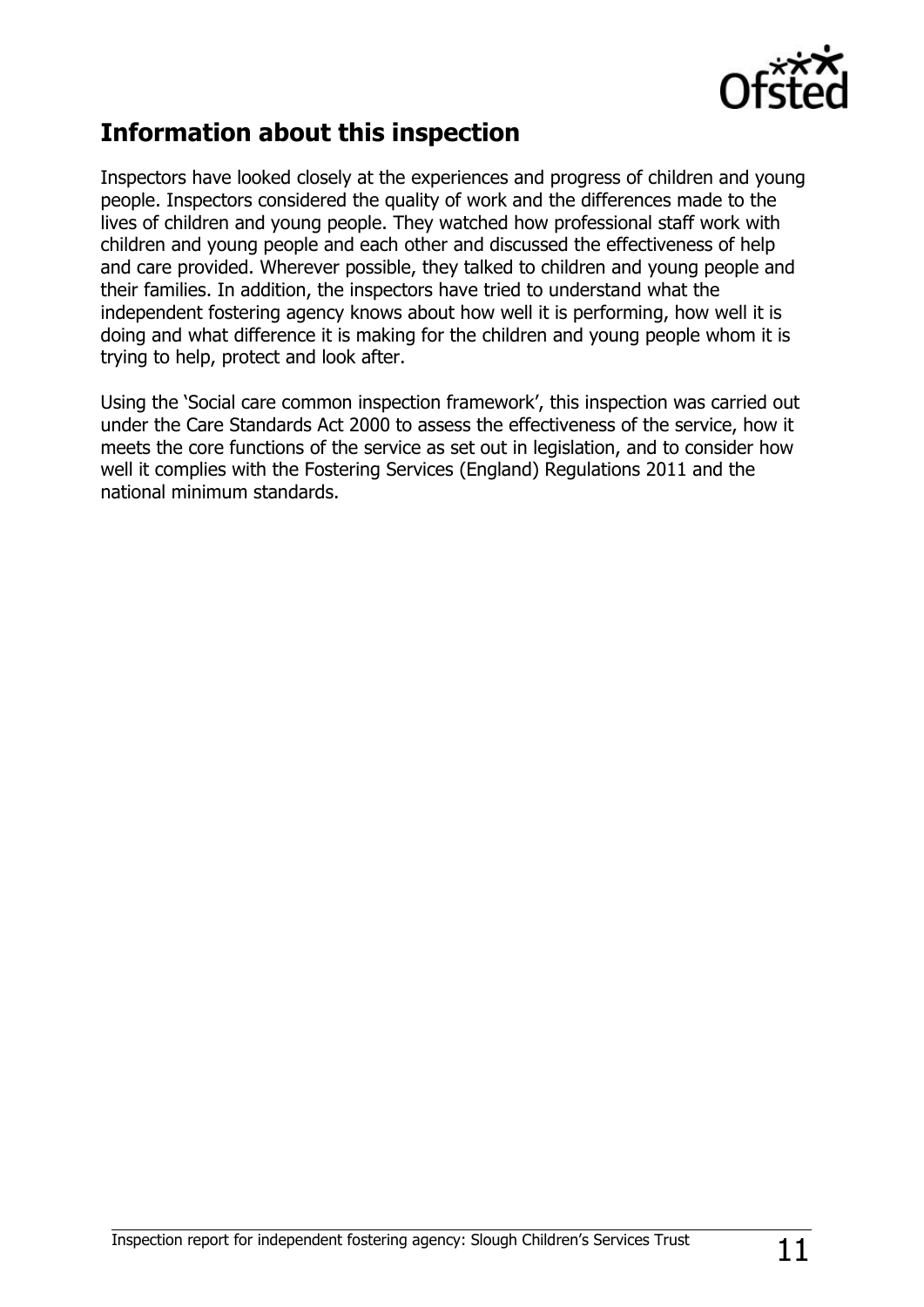## Information about this inspection

Inspectors have looked closely at the experiences and progress of children and young people. Inspectors considered the quality of work and the differences made to the lives of children and young people. They watched how professional staff work with children and young people and each other and discussed the effectiveness of help and care provided. Wherever possible, they talked to children and young people and their families. In addition, the inspectors have tried to understand what the independent fostering agency knows about how well it is performing, how well it is doing and what difference it is making for the children and young people whom it is trying to help, protect and look after.

Using the 'Social care common inspection framework', this inspection was carried out under the Care Standards Act 2000 to assess the effectiveness of the service, how it meets the core functions of the service as set out in legislation, and to consider how well it complies with the Fostering Services (England) Regulations 2011 and the national minimum standards.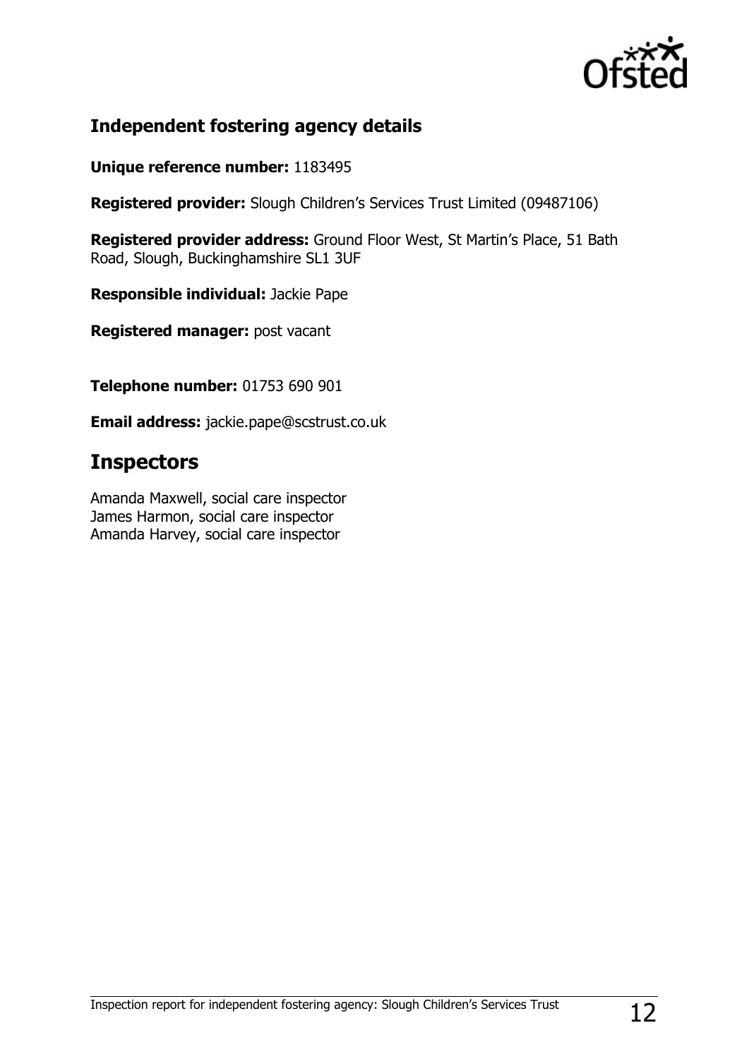## Independent fostering agency details

**Unique reference number:** 1183495

**Registered provider:** Slough Children's Services Trust Limited (09487106)

**Registered provider address:** Ground Floor West, St Martin's Place, 51 Bath Road, Slough, Buckinghamshire SL1 3UF

**Responsible individual:** Jackie Pape

**Registered manager:** post vacant

**Telephone number:** 01753 690 901

**Email address:** jackie.pape@scstrust.co.uk

# Inspectors

Amanda Maxwell, social care inspector
James Harmon, social care inspector
Amanda Harvey, social care inspector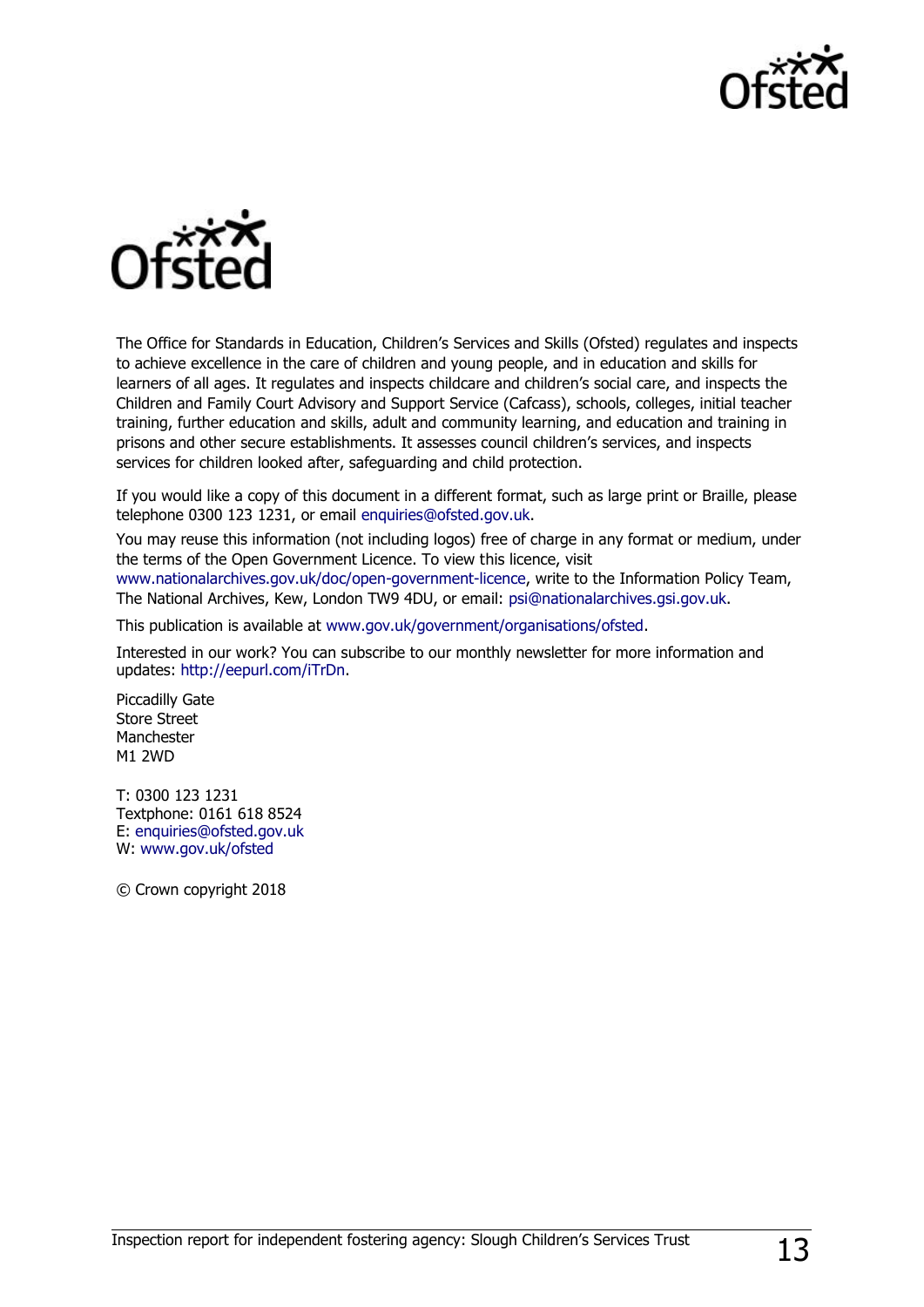The Office for Standards in Education, Children's Services and Skills (Ofsted) regulates and inspects to achieve excellence in the care of children and young people, and in education and skills for learners of all ages. It regulates and inspects childcare and children's social care, and inspects the Children and Family Court Advisory and Support Service (Cafcass), schools, colleges, initial teacher training, further education and skills, adult and community learning, and education and training in prisons and other secure establishments. It assesses council children's services, and inspects services for children looked after, safeguarding and child protection.

If you would like a copy of this document in a different format, such as large print or Braille, please telephone 0300 123 1231, or email enquiries@ofsted.gov.uk.

You may reuse this information (not including logos) free of charge in any format or medium, under the terms of the Open Government Licence. To view this licence, visit www.nationalarchives.gov.uk/doc/open-government-licence, write to the Information Policy Team, The National Archives, Kew, London TW9 4DU, or email: psi@nationalarchives.gsi.gov.uk.

This publication is available at www.gov.uk/government/organisations/ofsted.

Interested in our work? You can subscribe to our monthly newsletter for more information and updates: http://eepurl.com/iTrDn.

Piccadilly Gate
Store Street
Manchester
M1 2WD

T: 0300 123 1231
Textphone: 0161 618 8524
E: enquiries@ofsted.gov.uk
W: www.gov.uk/ofsted

© Crown copyright 2018